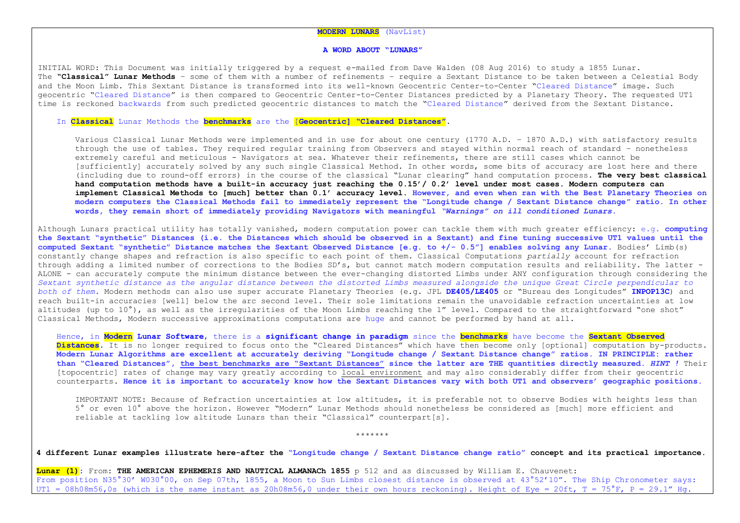**MODERN LUNARS** (NavList)

### A WORD ABOUT "LUNARS"

INITIAL WORD: This Document was initially triggered by a request e-mailed from Dave Walden (08 Aug 2016) to study a 1855 Lunar. The **"Classical" Lunar Methods** - some of them with a number of refinements - require a Sextant Distance to be taken between a Celestial Body and the Moon Limb. This Sextant Distance is transformed into its well-known Geocentric Center-to-Center "Cleared Distance" image. Such geocentric "Cleared Distance" is then compared to Geocentric Center-to-Center Distances predicted by a Planetary Theory. The requested UT1 time is reckoned backwards from such predicted geocentric distances to match the "Cleared Distance" derived from the Sextant Distance.

In **Classical** Lunar Methods the **benchmarks** are the **[Geocentric] "Cleared Distances"**.

Various Classical Lunar Methods were implemented and in use for about one century (1770 A.D. - 1870 A.D.) with satisfactory results through the use of tables. They required regular training from Observers and stayed within normal reach of standard - nonetheless extremely careful and meticulous - Navigators at sea. Whatever their refinements, there are still cases which cannot be [sufficiently] accurately solved by any such single Classical Method. In other words, some bits of accuracy are lost here and there (including due to round-off errors) in the course of the classical "Lunar clearing" hand computation process. **The very best classical hand computation methods have a built-in accuracy just reaching the 0.15'/ 0.2' level under most cases. Modern computers can implement Classical Methods to [much] better than 0.1' accuracy level. However, and even when ran with the Best Planetary Theories on modern computers the Classical Methods fail to immediately represent the "Longitude change / Sextant Distance change" ratio. In other words, they remain short of immediately providing Navigators with meaningful *"Warnings" on ill conditioned Lunars*.**

Although Lunars practical utility has totally vanished, modern computation power can tackle them with much greater efficiency: e.g. **computing the Sextant "synthetic" Distances (i.e. the Distances which should be observed in a Sextant) and fine tuning successive UT1 values until the computed Sextant "synthetic" Distance matches the Sextant Observed Distance [e.g. to +/- 0.5"] enables solving any Lunar.** Bodies' Limb(s) constantly change shapes and refraction is also specific to each point of them. Classical Computations *partially* account for refraction through adding a limited number of corrections to the Bodies SD's, but cannot match modern computation results and reliability. The latter - ALONE - can accurately compute the minimum distance between the ever-changing distorted Limbs under ANY configuration through considering the *Sextant synthetic distance as the angular distance between the distorted Limbs measured alongside the unique Great Circle perpendicular to both of them.* Modern methods can also use super accurate Planetary Theories (e.g. JPL **DE405/LE405** or "Bureau des Longitudes" **INPOP13C**) and reach built-in accuracies [well] below the arc second level. Their sole limitations remain the unavoidable refraction uncertainties at low altitudes (up to 10°), as well as the irregularities of the Moon Limbs reaching the 1" level. Compared to the straightforward "one shot" Classical Methods, Modern successive approximations computations are huge and cannot be performed by hand at all.

Hence, in **Modern Lunar Software**, there is a **significant change in paradigm** since the **benchmarks** have become the **Sextant Observed Distances**. It is no longer required to focus onto the "Cleared Distances" which have then become only [optional] computation by-products. **Modern Lunar Algorithms are excellent at accurately deriving "Longitude change / Sextant Distance change" ratios. IN PRINCIPLE: rather than "Cleared Distances", <u>the best benchmarks are "Sextant Distances"</u> since the latter are THE quantities directly measured. *HINT !*** Their [topocentric] rates of change may vary greatly according to <u>local environment</u> and may also considerably differ from their geocentric counterparts. **Hence it is important to accurately know how the Sextant Distances vary with both UT1 and observers' geographic positions.**

IMPORTANT NOTE: Because of Refraction uncertainties at low altitudes, it is preferable not to observe Bodies with heights less than 5° or even 10° above the horizon. However "Modern" Lunar Methods should nonetheless be considered as [much] more efficient and reliable at tackling low altitude Lunars than their "Classical" counterpart[s].

\*\*\*\*\*\*\*

**4 different Lunar examples illustrate here-after the "Longitude change / Sextant Distance change ratio" concept and its practical importance.**

**Lunar (1)**: From: **THE AMERICAN EPHEMERIS AND NAUTICAL ALMANACh 1855** p 512 and as discussed by William E. Chauvenet:
From position N35°30' W030°00, on Sep 07th, 1855, a Moon to Sun Limbs closest distance is observed at 43°52'10". The Ship Chronometer says: UT1 = 08h08m56,0s (which is the same instant as 20h08m56,0 under their own hours reckoning). Height of Eye = 20ft, T = 75°F, P = 29.1" Hg.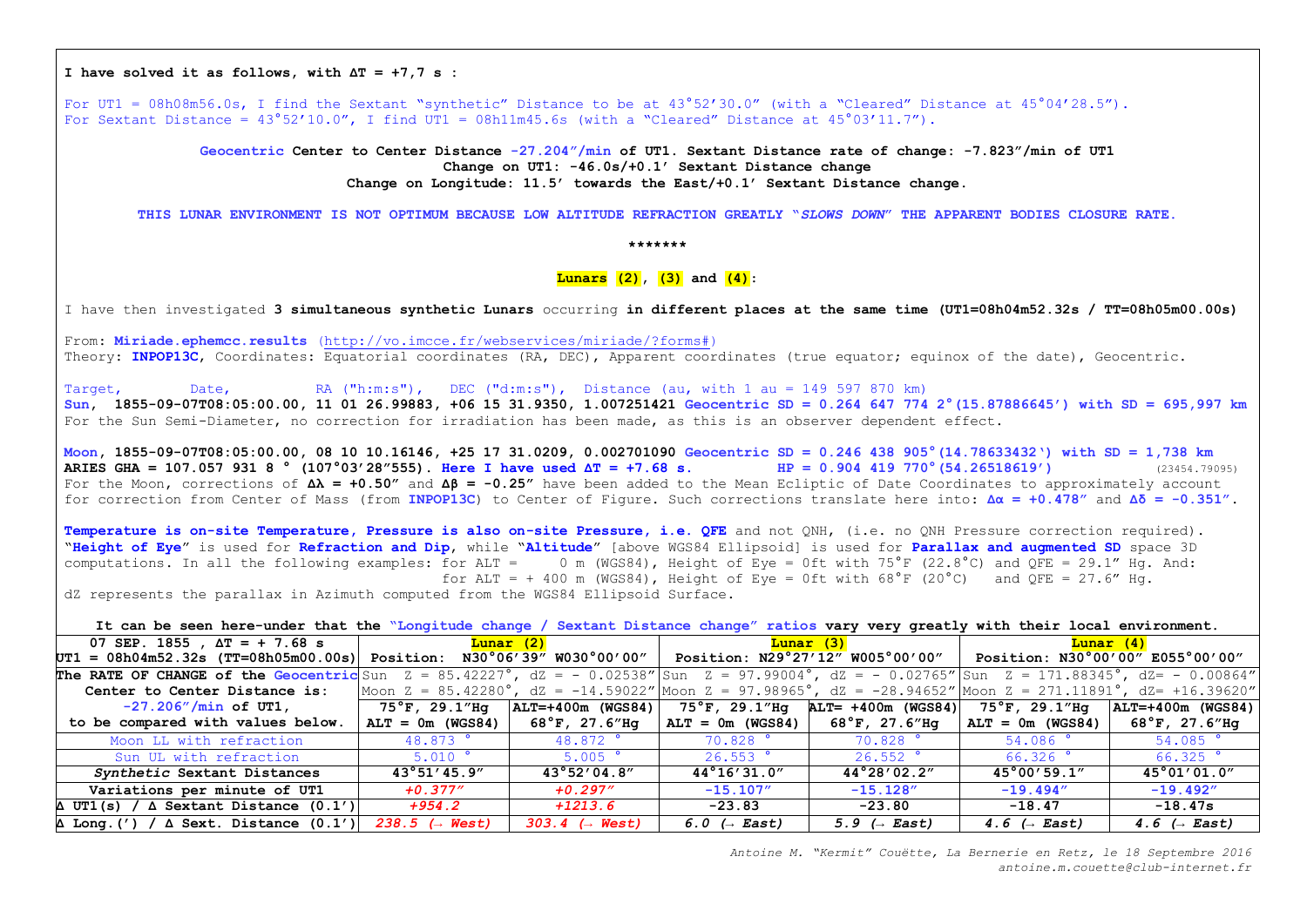**I have solved it as follows, with ΔT = +7,7 s :**

For UT1 = 08h08m56.0s, I find the Sextant "synthetic" Distance to be at 43°52'30.0" (with a "Cleared" Distance at 45°04'28.5").
For Sextant Distance = 43°52'10.0", I find UT1 = 08h11m45.6s (with a "Cleared" Distance at 45°03'11.7").

**Geocentric Center to Center Distance -27.204"/min of UT1. Sextant Distance rate of change: -7.823"/min of UT1**
**Change on UT1: -46.0s/+0.1' Sextant Distance change**
**Change on Longitude: 11.5' towards the East/+0.1' Sextant Distance change.**

**THIS LUNAR ENVIRONMENT IS NOT OPTIMUM BECAUSE LOW ALTITUDE REFRACTION GREATLY "*SLOWS DOWN*" THE APPARENT BODIES CLOSURE RATE.**

**\*\*\*\*\*\*\***

**Lunars (2), (3) and (4):**

I have then investigated **3 simultaneous synthetic Lunars** occurring **in different places at the same time (UT1=08h04m52.32s / TT=08h05m00.00s)**

From: **Miriade.ephemcc.results** (http://vo.imcce.fr/webservices/miriade/?forms#)
Theory: **INPOP13C**, Coordinates: Equatorial coordinates (RA, DEC), Apparent coordinates (true equator; equinox of the date), Geocentric.

Target, Date, RA ("h:m:s"), DEC ("d:m:s"), Distance (au, with 1 au = 149 597 870 km)
**Sun, 1855-09-07T08:05:00.00, 11 01 26.99883, +06 15 31.9350, 1.007251421 Geocentric SD = 0.264 647 774 2°(15.87886645') with SD = 695,997 km**
For the Sun Semi-Diameter, no correction for irradiation has been made, as this is an observer dependent effect.

**Moon, 1855-09-07T08:05:00.00, 08 10 10.16146, +25 17 31.0209, 0.002701090 Geocentric SD = 0.246 438 905°(14.78633432') with SD = 1,738 km**
**ARIES GHA = 107.057 931 8 ° (107°03'28"555). Here I have used ΔT = +7.68 s. HP = 0.904 419 770°(54.26518619')** (23454.79095)
For the Moon, corrections of **Δλ = +0.50"** and **Δβ = -0.25"** have been added to the Mean Ecliptic of Date Coordinates to approximately account for correction from Center of Mass (from **INPOP13C**) to Center of Figure. Such corrections translate here into: **Δα = +0.478"** and **Δδ = -0.351"**.

**Temperature is on-site Temperature, Pressure is also on-site Pressure, i.e. QFE** and not QNH, (i.e. no QNH Pressure correction required).
"**Height of Eye**" is used for **Refraction and Dip**, while "**Altitude**" [above WGS84 Ellipsoid] is used for **Parallax and augmented SD** space 3D computations. In all the following examples: for ALT = 0 m (WGS84), Height of Eye = 0ft with 75°F (22.8°C) and QFE = 29.1" Hg. And: for ALT = + 400 m (WGS84), Height of Eye = 0ft with 68°F (20°C) and QFE = 27.6" Hg.
dZ represents the parallax in Azimuth computed from the WGS84 Ellipsoid Surface.

**It can be seen here-under that the "Longitude change / Sextant Distance change" ratios vary very greatly with their local environment.**

| 07 SEP. 1855 , ΔT = + 7.68 s<br>UT1 = 08h04m52.32s (TT=08h05m00.00s) | Lunar (2)<br>Position: N30°06'39" W030°00'00" | | Lunar (3)<br>Position: N29°27'12" W005°00'00" | | Lunar (4)<br>Position: N30°00'00" E055°00'00" | |
|---|---|---|---|---|---|---|
| **The RATE OF CHANGE of the Geocentric Center to Center Distance is:** | Sun Z = 85.42227°, dZ = - 0.02538"<br>Moon Z = 85.42280°, dZ = -14.59022" | | Sun Z = 97.99004°, dZ = - 0.02765"<br>Moon Z = 97.98965°, dZ = -28.94652" | | Sun Z = 171.88345°, dZ= - 0.00864"<br>Moon Z = 271.11891°, dZ= +16.39620" | |
| **-27.206"/min of UT1, to be compared with values below.** | **75°F, 29.1"Hg<br>ALT = 0m (WGS84)** | **ALT=+400m (WGS84)<br>68°F, 27.6"Hg** | **75°F, 29.1"Hg<br>ALT = 0m (WGS84)** | **ALT= +400m (WGS84)<br>68°F, 27.6"Hg** | **75°F, 29.1"Hg<br>ALT = 0m (WGS84)** | **ALT=+400m (WGS84)<br>68°F, 27.6"Hg** |
| Moon LL with refraction | 48.873 ° | 48.872 ° | 70.828 ° | 70.828 ° | 54.086 ° | 54.085 ° |
| Sun UL with refraction | 5.010 ° | 5.005 ° | 26.553 ° | 26.552 ° | 66.326 ° | 66.325 ° |
| ***Synthetic* Sextant Distances** | **43°51'45.9"** | **43°52'04.8"** | **44°16'31.0"** | **44°28'02.2"** | **45°00'59.1"** | **45°01'01.0"** |
| **Variations per minute of UT1** | ***+0.377"*** | ***+0.297"*** | **-15.107"** | **-15.128"** | **-19.494"** | **-19.492"** |
| **Δ UT1(s) / Δ Sextant Distance (0.1')** | ***+954.2*** | ***+1213.6*** | **-23.83** | **-23.80** | **-18.47** | **-18.47s** |
| **Δ Long.(') / Δ Sext. Distance (0.1')** | ***238.5 (→ West)*** | ***303.4 (→ West)*** | ***6.0 (→ East)*** | ***5.9 (→ East)*** | ***4.6 (→ East)*** | ***4.6 (→ East)*** |

*Antoine M. "Kermit" Couëtte, La Bernerie en Retz, le 18 Septembre 2016*
*antoine.m.couette@club-internet.fr*